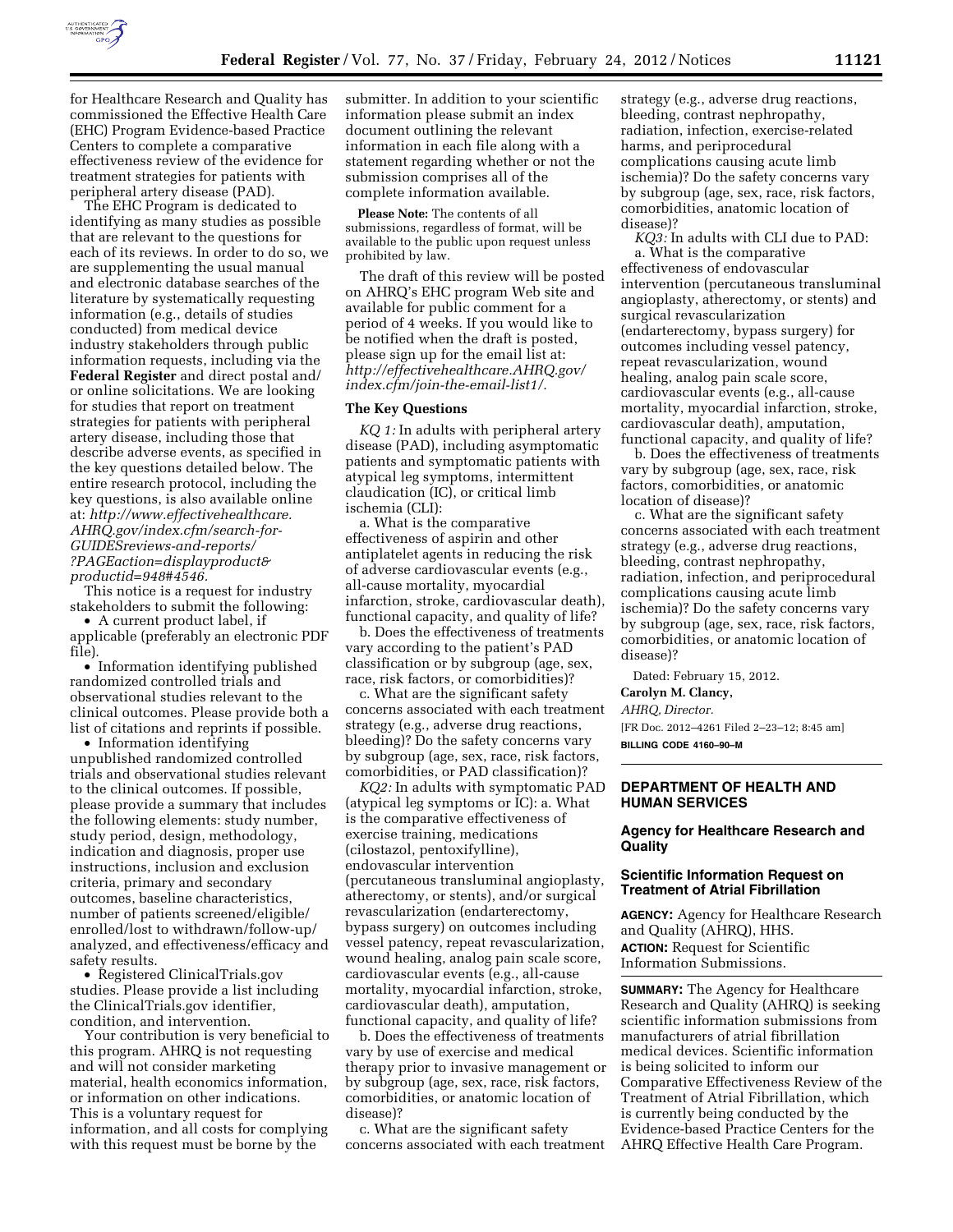for Healthcare Research and Quality has commissioned the Effective Health Care (EHC) Program Evidence-based Practice Centers to complete a comparative effectiveness review of the evidence for treatment strategies for patients with peripheral artery disease (PAD).

The EHC Program is dedicated to identifying as many studies as possible that are relevant to the questions for each of its reviews. In order to do so, we are supplementing the usual manual and electronic database searches of the literature by systematically requesting information (e.g., details of studies conducted) from medical device industry stakeholders through public information requests, including via the **Federal Register** and direct postal and/or online solicitations. We are looking for studies that report on treatment strategies for patients with peripheral artery disease, including those that describe adverse events, as specified in the key questions detailed below. The entire research protocol, including the key questions, is also available online at: *http://www.effectivehealthcare.AHRQ.gov/index.cfm/search-for-GUIDESreviews-and-reports/?PAGEaction=displayproduct&productid=948#4546*.

This notice is a request for industry stakeholders to submit the following:

- A current product label, if applicable (preferably an electronic PDF file).
- Information identifying published randomized controlled trials and observational studies relevant to the clinical outcomes. Please provide both a list of citations and reprints if possible.
- Information identifying unpublished randomized controlled trials and observational studies relevant to the clinical outcomes. If possible, please provide a summary that includes the following elements: study number, study period, design, methodology, indication and diagnosis, proper use instructions, inclusion and exclusion criteria, primary and secondary outcomes, baseline characteristics, number of patients screened/eligible/enrolled/lost to withdrawn/follow-up/analyzed, and effectiveness/efficacy and safety results.
- Registered ClinicalTrials.gov studies. Please provide a list including the ClinicalTrials.gov identifier, condition, and intervention.

Your contribution is very beneficial to this program. AHRQ is not requesting and will not consider marketing material, health economics information, or information on other indications. This is a voluntary request for information, and all costs for complying with this request must be borne by the submitter. In addition to your scientific information please submit an index document outlining the relevant information in each file along with a statement regarding whether or not the submission comprises all of the complete information available.

**Please Note:** The contents of all submissions, regardless of format, will be available to the public upon request unless prohibited by law.

The draft of this review will be posted on AHRQ's EHC program Web site and available for public comment for a period of 4 weeks. If you would like to be notified when the draft is posted, please sign up for the email list at: *http://effectivehealthcare.AHRQ.gov/index.cfm/join-the-email-list1/*.

### The Key Questions

*KQ 1:* In adults with peripheral artery disease (PAD), including asymptomatic patients and symptomatic patients with atypical leg symptoms, intermittent claudication (IC), or critical limb ischemia (CLI):

a. What is the comparative effectiveness of aspirin and other antiplatelet agents in reducing the risk of adverse cardiovascular events (e.g., all-cause mortality, myocardial infarction, stroke, cardiovascular death), functional capacity, and quality of life?

b. Does the effectiveness of treatments vary according to the patient's PAD classification or by subgroup (age, sex, race, risk factors, or comorbidities)?

c. What are the significant safety concerns associated with each treatment strategy (e.g., adverse drug reactions, bleeding)? Do the safety concerns vary by subgroup (age, sex, race, risk factors, comorbidities, or PAD classification)?

*KQ2:* In adults with symptomatic PAD (atypical leg symptoms or IC): a. What is the comparative effectiveness of exercise training, medications (cilostazol, pentoxifylline), endovascular intervention (percutaneous transluminal angioplasty, atherectomy, or stents), and/or surgical revascularization (endarterectomy, bypass surgery) on outcomes including vessel patency, repeat revascularization, wound healing, analog pain scale score, cardiovascular events (e.g., all-cause mortality, myocardial infarction, stroke, cardiovascular death), amputation, functional capacity, and quality of life?

b. Does the effectiveness of treatments vary by use of exercise and medical therapy prior to invasive management or by subgroup (age, sex, race, risk factors, comorbidities, or anatomic location of disease)?

c. What are the significant safety concerns associated with each treatment strategy (e.g., adverse drug reactions, bleeding, contrast nephropathy, radiation, infection, exercise-related harms, and periprocedural complications causing acute limb ischemia)? Do the safety concerns vary by subgroup (age, sex, race, risk factors, comorbidities, anatomic location of disease)?

*KQ3:* In adults with CLI due to PAD:

a. What is the comparative effectiveness of endovascular intervention (percutaneous transluminal angioplasty, atherectomy, or stents) and surgical revascularization (endarterectomy, bypass surgery) for outcomes including vessel patency, repeat revascularization, wound healing, analog pain scale score, cardiovascular events (e.g., all-cause mortality, myocardial infarction, stroke, cardiovascular death), amputation, functional capacity, and quality of life?

b. Does the effectiveness of treatments vary by subgroup (age, sex, race, risk factors, comorbidities, or anatomic location of disease)?

c. What are the significant safety concerns associated with each treatment strategy (e.g., adverse drug reactions, bleeding, contrast nephropathy, radiation, infection, and periprocedural complications causing acute limb ischemia)? Do the safety concerns vary by subgroup (age, sex, race, risk factors, comorbidities, or anatomic location of disease)?

Dated: February 15, 2012.

**Carolyn M. Clancy,**

*AHRQ, Director.*

[FR Doc. 2012–4261 Filed 2–23–12; 8:45 am]

**BILLING CODE 4160–90–M**

---

## DEPARTMENT OF HEALTH AND HUMAN SERVICES

### Agency for Healthcare Research and Quality

### Scientific Information Request on Treatment of Atrial Fibrillation

**AGENCY:** Agency for Healthcare Research and Quality (AHRQ), HHS.

**ACTION:** Request for Scientific Information Submissions.

**SUMMARY:** The Agency for Healthcare Research and Quality (AHRQ) is seeking scientific information submissions from manufacturers of atrial fibrillation medical devices. Scientific information is being solicited to inform our Comparative Effectiveness Review of the Treatment of Atrial Fibrillation, which is currently being conducted by the Evidence-based Practice Centers for the AHRQ Effective Health Care Program.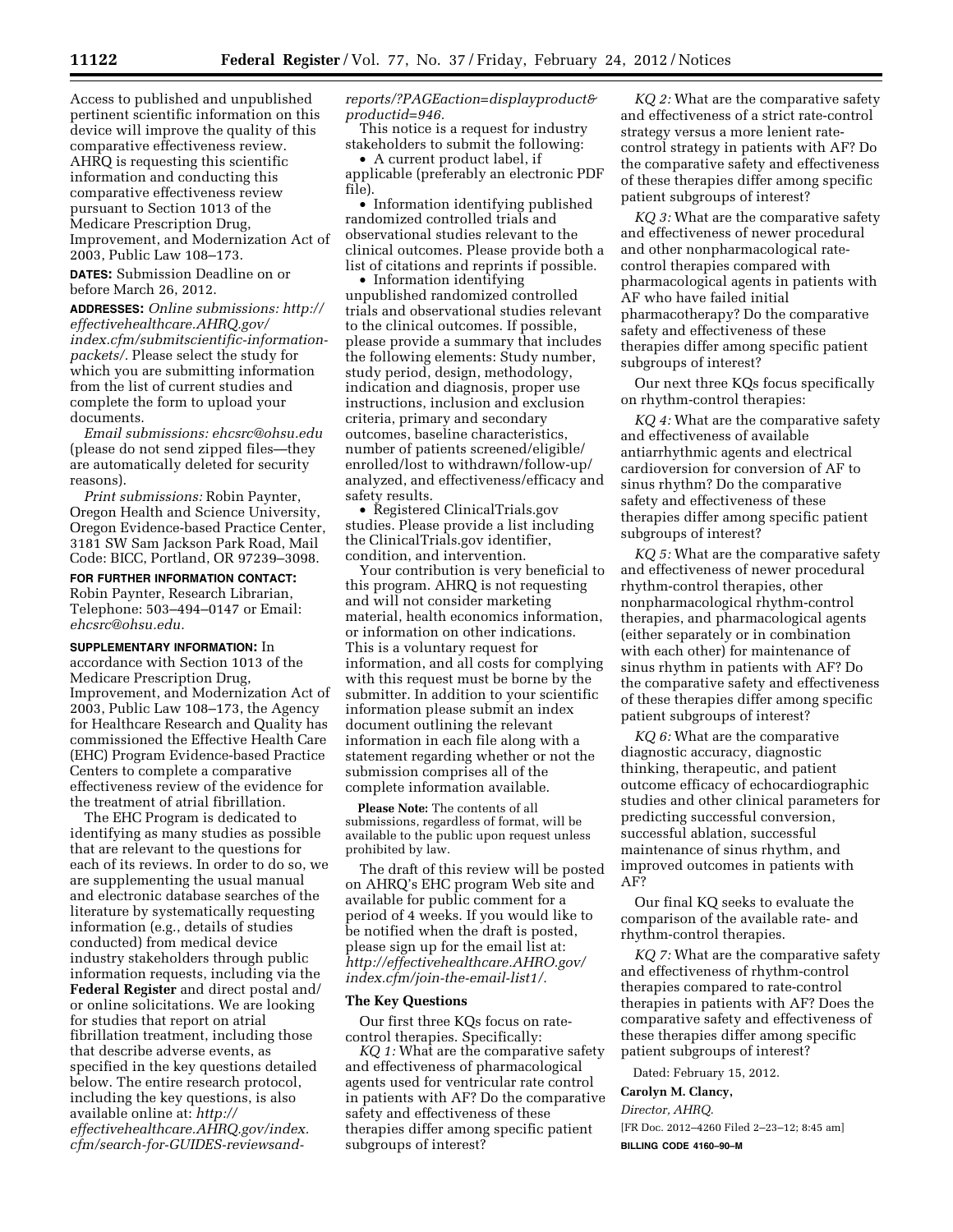Access to published and unpublished pertinent scientific information on this device will improve the quality of this comparative effectiveness review. AHRQ is requesting this scientific information and conducting this comparative effectiveness review pursuant to Section 1013 of the Medicare Prescription Drug, Improvement, and Modernization Act of 2003, Public Law 108–173.

**DATES:** Submission Deadline on or before March 26, 2012.

**ADDRESSES:** *Online submissions: http://effectivehealthcare.AHRQ.gov/index.cfm/submitscientific-information-packets/.* Please select the study for which you are submitting information from the list of current studies and complete the form to upload your documents.

*Email submissions: ehcsrc@ohsu.edu* (please do not send zipped files—they are automatically deleted for security reasons).

*Print submissions:* Robin Paynter, Oregon Health and Science University, Oregon Evidence-based Practice Center, 3181 SW Sam Jackson Park Road, Mail Code: BICC, Portland, OR 97239–3098.

**FOR FURTHER INFORMATION CONTACT:** Robin Paynter, Research Librarian, Telephone: 503–494–0147 or Email: *ehcsrc@ohsu.edu.*

**SUPPLEMENTARY INFORMATION:** In accordance with Section 1013 of the Medicare Prescription Drug, Improvement, and Modernization Act of 2003, Public Law 108–173, the Agency for Healthcare Research and Quality has commissioned the Effective Health Care (EHC) Program Evidence-based Practice Centers to complete a comparative effectiveness review of the evidence for the treatment of atrial fibrillation.

The EHC Program is dedicated to identifying as many studies as possible that are relevant to the questions for each of its reviews. In order to do so, we are supplementing the usual manual and electronic database searches of the literature by systematically requesting information (e.g., details of studies conducted) from medical device industry stakeholders through public information requests, including via the **Federal Register** and direct postal and/or online solicitations. We are looking for studies that report on atrial fibrillation treatment, including those that describe adverse events, as specified in the key questions detailed below. The entire research protocol, including the key questions, is also available online at: *http://effectivehealthcare.AHRQ.gov/index.cfm/search-for-GUIDES-reviewsand-reports/?PAGEaction=displayproduct&productid=946.*

This notice is a request for industry stakeholders to submit the following:

- A current product label, if applicable (preferably an electronic PDF file).
- Information identifying published randomized controlled trials and observational studies relevant to the clinical outcomes. Please provide both a list of citations and reprints if possible.
- Information identifying unpublished randomized controlled trials and observational studies relevant to the clinical outcomes. If possible, please provide a summary that includes the following elements: Study number, study period, design, methodology, indication and diagnosis, proper use instructions, inclusion and exclusion criteria, primary and secondary outcomes, baseline characteristics, number of patients screened/eligible/enrolled/lost to withdrawn/follow-up/analyzed, and effectiveness/efficacy and safety results.
- Registered ClinicalTrials.gov studies. Please provide a list including the ClinicalTrials.gov identifier, condition, and intervention.

Your contribution is very beneficial to this program. AHRQ is not requesting and will not consider marketing material, health economics information, or information on other indications. This is a voluntary request for information, and all costs for complying with this request must be borne by the submitter. In addition to your scientific information please submit an index document outlining the relevant information in each file along with a statement regarding whether or not the submission comprises all of the complete information available.

**Please Note:** The contents of all submissions, regardless of format, will be available to the public upon request unless prohibited by law.

The draft of this review will be posted on AHRQ's EHC program Web site and available for public comment for a period of 4 weeks. If you would like to be notified when the draft is posted, please sign up for the email list at: *http://effectivehealthcare.AHRO.gov/index.cfm/join-the-email-list1/.*

## The Key Questions

Our first three KQs focus on rate-control therapies. Specifically:

*KQ 1:* What are the comparative safety and effectiveness of pharmacological agents used for ventricular rate control in patients with AF? Do the comparative safety and effectiveness of these therapies differ among specific patient subgroups of interest?

*KQ 2:* What are the comparative safety and effectiveness of a strict rate-control strategy versus a more lenient rate-control strategy in patients with AF? Do the comparative safety and effectiveness of these therapies differ among specific patient subgroups of interest?

*KQ 3:* What are the comparative safety and effectiveness of newer procedural and other nonpharmacological rate-control therapies compared with pharmacological agents in patients with AF who have failed initial pharmacotherapy? Do the comparative safety and effectiveness of these therapies differ among specific patient subgroups of interest?

Our next three KQs focus specifically on rhythm-control therapies:

*KQ 4:* What are the comparative safety and effectiveness of available antiarrhythmic agents and electrical cardioversion for conversion of AF to sinus rhythm? Do the comparative safety and effectiveness of these therapies differ among specific patient subgroups of interest?

*KQ 5:* What are the comparative safety and effectiveness of newer procedural rhythm-control therapies, other nonpharmacological rhythm-control therapies, and pharmacological agents (either separately or in combination with each other) for maintenance of sinus rhythm in patients with AF? Do the comparative safety and effectiveness of these therapies differ among specific patient subgroups of interest?

*KQ 6:* What are the comparative diagnostic accuracy, diagnostic thinking, therapeutic, and patient outcome efficacy of echocardiographic studies and other clinical parameters for predicting successful conversion, successful ablation, successful maintenance of sinus rhythm, and improved outcomes in patients with AF?

Our final KQ seeks to evaluate the comparison of the available rate- and rhythm-control therapies.

*KQ 7:* What are the comparative safety and effectiveness of rhythm-control therapies compared to rate-control therapies in patients with AF? Does the comparative safety and effectiveness of these therapies differ among specific patient subgroups of interest?

Dated: February 15, 2012.

**Carolyn M. Clancy,**

*Director, AHRQ.*

[FR Doc. 2012–4260 Filed 2–23–12; 8:45 am]

**BILLING CODE 4160–90–M**